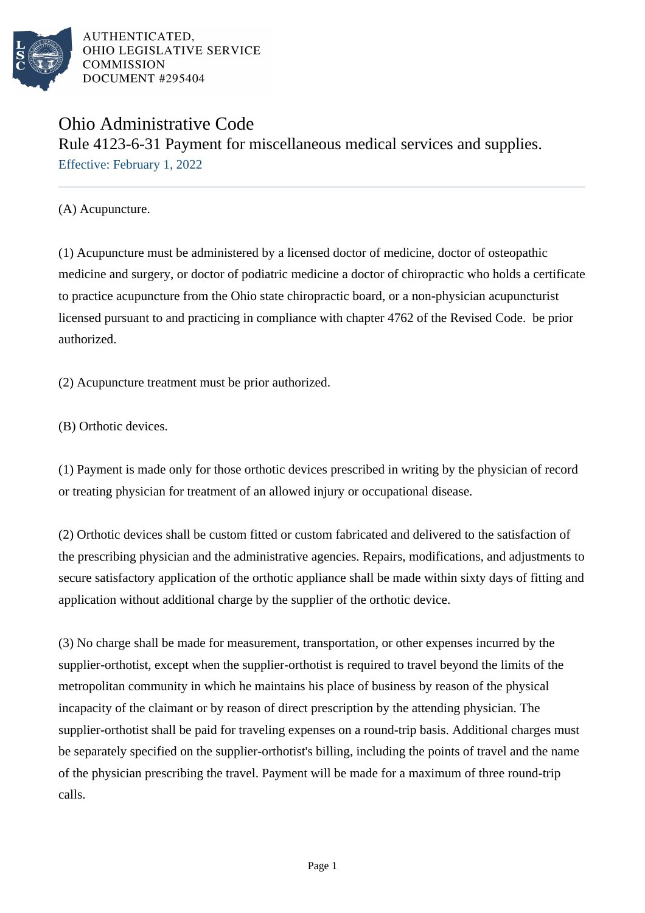AUTHENTICATED,
OHIO LEGISLATIVE SERVICE
COMMISSION
DOCUMENT #295404

# Ohio Administrative Code

## Rule 4123-6-31 Payment for miscellaneous medical services and supplies.

Effective: February 1, 2022

(A) Acupuncture.

(1) Acupuncture must be administered by a licensed doctor of medicine, doctor of osteopathic medicine and surgery, or doctor of podiatric medicine a doctor of chiropractic who holds a certificate to practice acupuncture from the Ohio state chiropractic board, or a non-physician acupuncturist licensed pursuant to and practicing in compliance with chapter 4762 of the Revised Code. be prior authorized.

(2) Acupuncture treatment must be prior authorized.

(B) Orthotic devices.

(1) Payment is made only for those orthotic devices prescribed in writing by the physician of record or treating physician for treatment of an allowed injury or occupational disease.

(2) Orthotic devices shall be custom fitted or custom fabricated and delivered to the satisfaction of the prescribing physician and the administrative agencies. Repairs, modifications, and adjustments to secure satisfactory application of the orthotic appliance shall be made within sixty days of fitting and application without additional charge by the supplier of the orthotic device.

(3) No charge shall be made for measurement, transportation, or other expenses incurred by the supplier-orthotist, except when the supplier-orthotist is required to travel beyond the limits of the metropolitan community in which he maintains his place of business by reason of the physical incapacity of the claimant or by reason of direct prescription by the attending physician. The supplier-orthotist shall be paid for traveling expenses on a round-trip basis. Additional charges must be separately specified on the supplier-orthotist's billing, including the points of travel and the name of the physician prescribing the travel. Payment will be made for a maximum of three round-trip calls.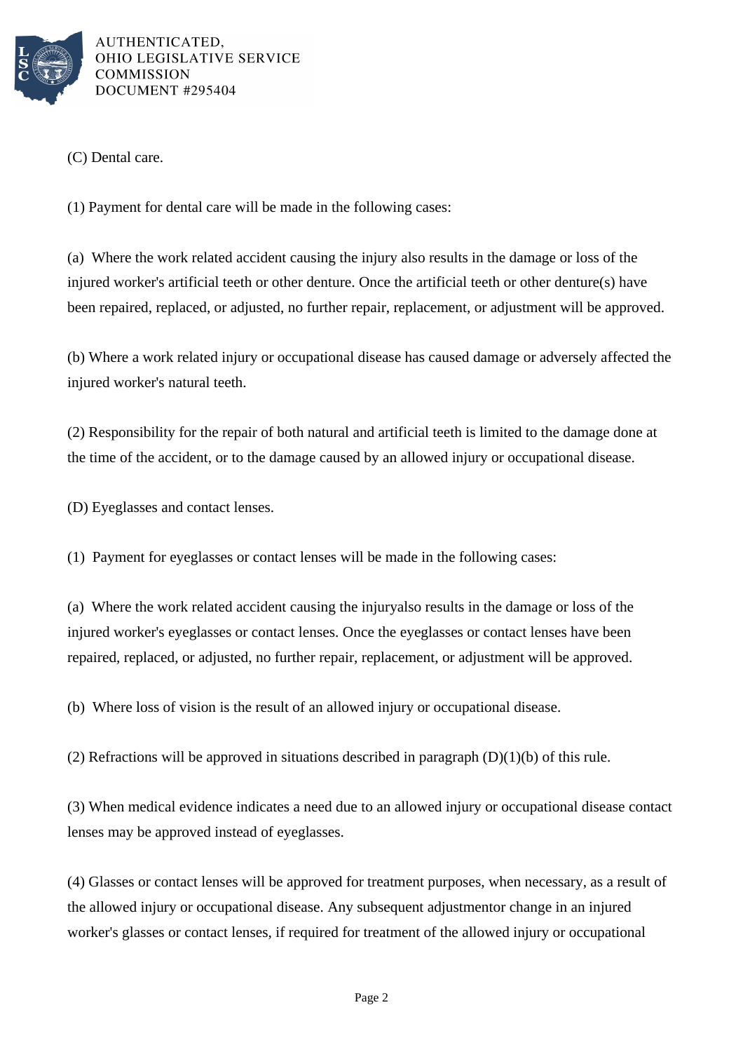(C) Dental care.

(1) Payment for dental care will be made in the following cases:

(a) Where the work related accident causing the injury also results in the damage or loss of the injured worker's artificial teeth or other denture. Once the artificial teeth or other denture(s) have been repaired, replaced, or adjusted, no further repair, replacement, or adjustment will be approved.

(b) Where a work related injury or occupational disease has caused damage or adversely affected the injured worker's natural teeth.

(2) Responsibility for the repair of both natural and artificial teeth is limited to the damage done at the time of the accident, or to the damage caused by an allowed injury or occupational disease.

(D) Eyeglasses and contact lenses.

(1) Payment for eyeglasses or contact lenses will be made in the following cases:

(a) Where the work related accident causing the injuryalso results in the damage or loss of the injured worker's eyeglasses or contact lenses. Once the eyeglasses or contact lenses have been repaired, replaced, or adjusted, no further repair, replacement, or adjustment will be approved.

(b) Where loss of vision is the result of an allowed injury or occupational disease.

(2) Refractions will be approved in situations described in paragraph (D)(1)(b) of this rule.

(3) When medical evidence indicates a need due to an allowed injury or occupational disease contact lenses may be approved instead of eyeglasses.

(4) Glasses or contact lenses will be approved for treatment purposes, when necessary, as a result of the allowed injury or occupational disease. Any subsequent adjustmentor change in an injured worker's glasses or contact lenses, if required for treatment of the allowed injury or occupational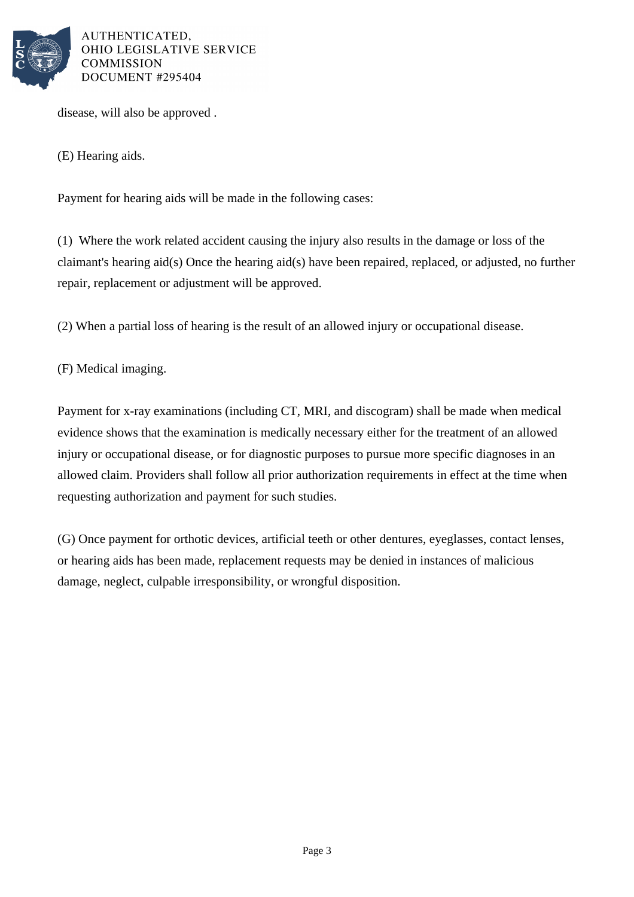disease, will also be approved .

(E) Hearing aids.

Payment for hearing aids will be made in the following cases:

(1) Where the work related accident causing the injury also results in the damage or loss of the claimant's hearing aid(s) Once the hearing aid(s) have been repaired, replaced, or adjusted, no further repair, replacement or adjustment will be approved.

(2) When a partial loss of hearing is the result of an allowed injury or occupational disease.

(F) Medical imaging.

Payment for x-ray examinations (including CT, MRI, and discogram) shall be made when medical evidence shows that the examination is medically necessary either for the treatment of an allowed injury or occupational disease, or for diagnostic purposes to pursue more specific diagnoses in an allowed claim. Providers shall follow all prior authorization requirements in effect at the time when requesting authorization and payment for such studies.

(G) Once payment for orthotic devices, artificial teeth or other dentures, eyeglasses, contact lenses, or hearing aids has been made, replacement requests may be denied in instances of malicious damage, neglect, culpable irresponsibility, or wrongful disposition.